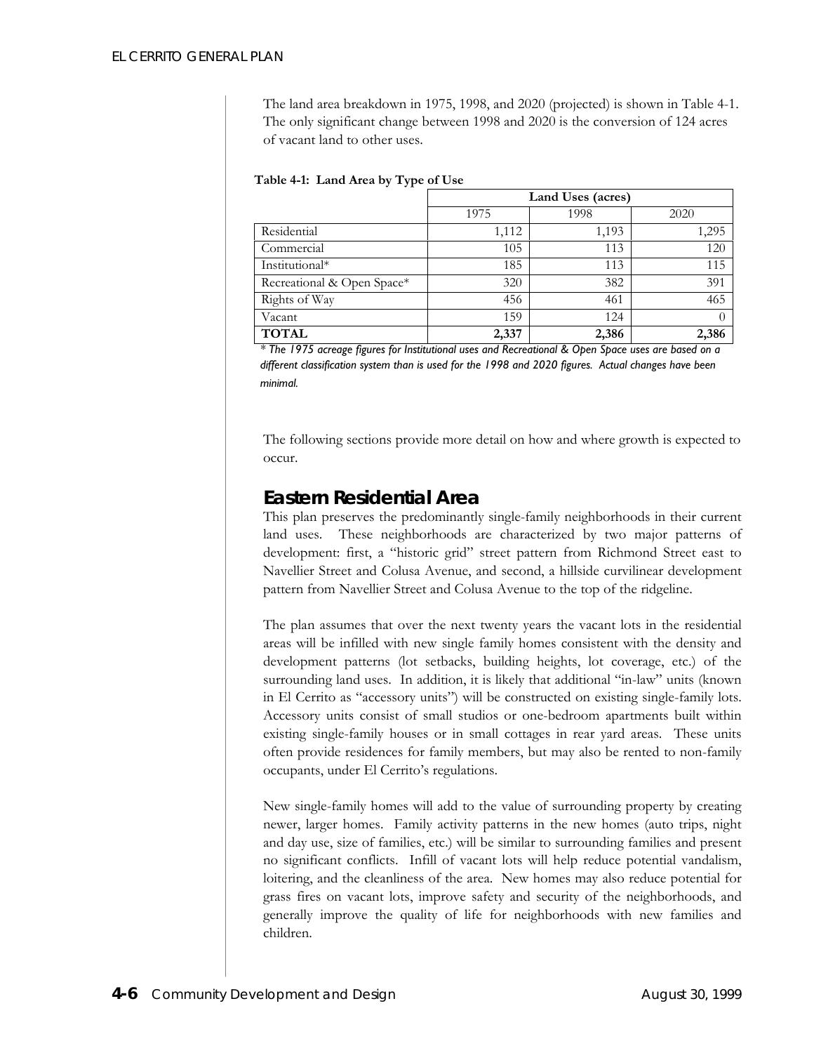The land area breakdown in 1975, 1998, and 2020 (projected) is shown in Table 4-1. The only significant change between 1998 and 2020 is the conversion of 124 acres of vacant land to other uses.

**Table 4-1: Land Area by Type of Use**

| | Land Uses (acres) | | |
|---|---|---|---|
| | 1975 | 1998 | 2020 |
| Residential | 1,112 | 1,193 | 1,295 |
| Commercial | 105 | 113 | 120 |
| Institutional* | 185 | 113 | 115 |
| Recreational & Open Space* | 320 | 382 | 391 |
| Rights of Way | 456 | 461 | 465 |
| Vacant | 159 | 124 | 0 |
| **TOTAL** | **2,337** | **2,386** | **2,386** |

*\* The 1975 acreage figures for Institutional uses and Recreational & Open Space uses are based on a different classification system than is used for the 1998 and 2020 figures. Actual changes have been minimal.*

The following sections provide more detail on how and where growth is expected to occur.

## Eastern Residential Area

This plan preserves the predominantly single-family neighborhoods in their current land uses. These neighborhoods are characterized by two major patterns of development: first, a "historic grid" street pattern from Richmond Street east to Navellier Street and Colusa Avenue, and second, a hillside curvilinear development pattern from Navellier Street and Colusa Avenue to the top of the ridgeline.

The plan assumes that over the next twenty years the vacant lots in the residential areas will be infilled with new single family homes consistent with the density and development patterns (lot setbacks, building heights, lot coverage, etc.) of the surrounding land uses. In addition, it is likely that additional "in-law" units (known in El Cerrito as "accessory units") will be constructed on existing single-family lots. Accessory units consist of small studios or one-bedroom apartments built within existing single-family houses or in small cottages in rear yard areas. These units often provide residences for family members, but may also be rented to non-family occupants, under El Cerrito's regulations.

New single-family homes will add to the value of surrounding property by creating newer, larger homes. Family activity patterns in the new homes (auto trips, night and day use, size of families, etc.) will be similar to surrounding families and present no significant conflicts. Infill of vacant lots will help reduce potential vandalism, loitering, and the cleanliness of the area. New homes may also reduce potential for grass fires on vacant lots, improve safety and security of the neighborhoods, and generally improve the quality of life for neighborhoods with new families and children.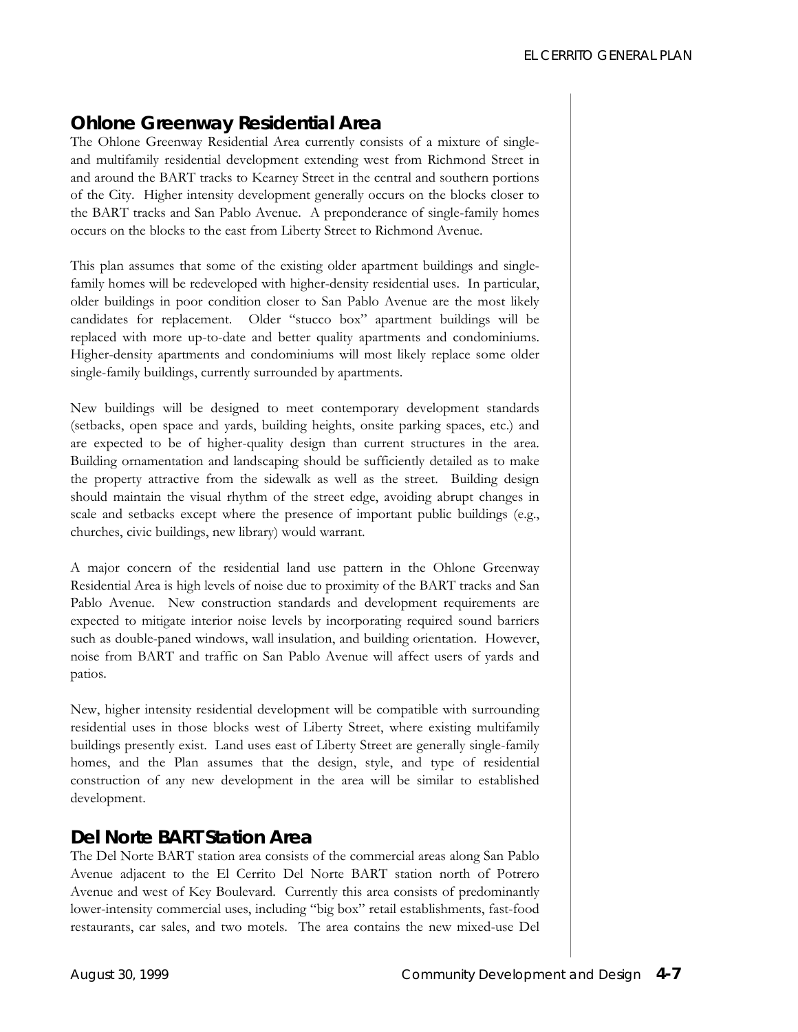## Ohlone Greenway Residential Area

The Ohlone Greenway Residential Area currently consists of a mixture of single- and multifamily residential development extending west from Richmond Street in and around the BART tracks to Kearney Street in the central and southern portions of the City. Higher intensity development generally occurs on the blocks closer to the BART tracks and San Pablo Avenue. A preponderance of single-family homes occurs on the blocks to the east from Liberty Street to Richmond Avenue.

This plan assumes that some of the existing older apartment buildings and single-family homes will be redeveloped with higher-density residential uses. In particular, older buildings in poor condition closer to San Pablo Avenue are the most likely candidates for replacement. Older "stucco box" apartment buildings will be replaced with more up-to-date and better quality apartments and condominiums. Higher-density apartments and condominiums will most likely replace some older single-family buildings, currently surrounded by apartments.

New buildings will be designed to meet contemporary development standards (setbacks, open space and yards, building heights, onsite parking spaces, etc.) and are expected to be of higher-quality design than current structures in the area. Building ornamentation and landscaping should be sufficiently detailed as to make the property attractive from the sidewalk as well as the street. Building design should maintain the visual rhythm of the street edge, avoiding abrupt changes in scale and setbacks except where the presence of important public buildings (e.g., churches, civic buildings, new library) would warrant.

A major concern of the residential land use pattern in the Ohlone Greenway Residential Area is high levels of noise due to proximity of the BART tracks and San Pablo Avenue. New construction standards and development requirements are expected to mitigate interior noise levels by incorporating required sound barriers such as double-paned windows, wall insulation, and building orientation. However, noise from BART and traffic on San Pablo Avenue will affect users of yards and patios.

New, higher intensity residential development will be compatible with surrounding residential uses in those blocks west of Liberty Street, where existing multifamily buildings presently exist. Land uses east of Liberty Street are generally single-family homes, and the Plan assumes that the design, style, and type of residential construction of any new development in the area will be similar to established development.

## Del Norte BART Station Area

The Del Norte BART station area consists of the commercial areas along San Pablo Avenue adjacent to the El Cerrito Del Norte BART station north of Potrero Avenue and west of Key Boulevard. Currently this area consists of predominantly lower-intensity commercial uses, including "big box" retail establishments, fast-food restaurants, car sales, and two motels. The area contains the new mixed-use Del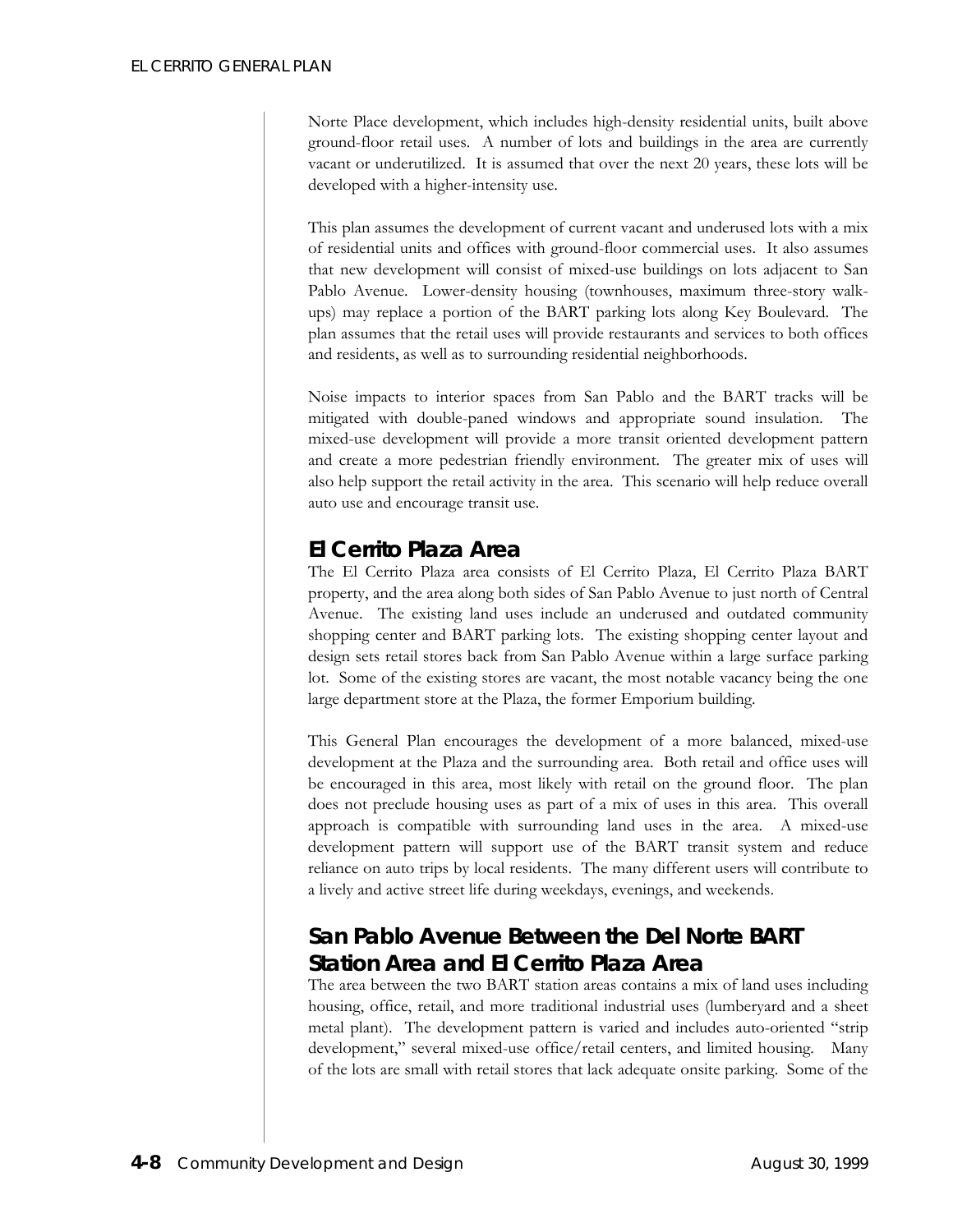Norte Place development, which includes high-density residential units, built above ground-floor retail uses. A number of lots and buildings in the area are currently vacant or underutilized. It is assumed that over the next 20 years, these lots will be developed with a higher-intensity use.

This plan assumes the development of current vacant and underused lots with a mix of residential units and offices with ground-floor commercial uses. It also assumes that new development will consist of mixed-use buildings on lots adjacent to San Pablo Avenue. Lower-density housing (townhouses, maximum three-story walk-ups) may replace a portion of the BART parking lots along Key Boulevard. The plan assumes that the retail uses will provide restaurants and services to both offices and residents, as well as to surrounding residential neighborhoods.

Noise impacts to interior spaces from San Pablo and the BART tracks will be mitigated with double-paned windows and appropriate sound insulation. The mixed-use development will provide a more transit oriented development pattern and create a more pedestrian friendly environment. The greater mix of uses will also help support the retail activity in the area. This scenario will help reduce overall auto use and encourage transit use.

## El Cerrito Plaza Area

The El Cerrito Plaza area consists of El Cerrito Plaza, El Cerrito Plaza BART property, and the area along both sides of San Pablo Avenue to just north of Central Avenue. The existing land uses include an underused and outdated community shopping center and BART parking lots. The existing shopping center layout and design sets retail stores back from San Pablo Avenue within a large surface parking lot. Some of the existing stores are vacant, the most notable vacancy being the one large department store at the Plaza, the former Emporium building.

This General Plan encourages the development of a more balanced, mixed-use development at the Plaza and the surrounding area. Both retail and office uses will be encouraged in this area, most likely with retail on the ground floor. The plan does not preclude housing uses as part of a mix of uses in this area. This overall approach is compatible with surrounding land uses in the area. A mixed-use development pattern will support use of the BART transit system and reduce reliance on auto trips by local residents. The many different users will contribute to a lively and active street life during weekdays, evenings, and weekends.

## San Pablo Avenue Between the Del Norte BART Station Area and El Cerrito Plaza Area

The area between the two BART station areas contains a mix of land uses including housing, office, retail, and more traditional industrial uses (lumberyard and a sheet metal plant). The development pattern is varied and includes auto-oriented "strip development," several mixed-use office/retail centers, and limited housing. Many of the lots are small with retail stores that lack adequate onsite parking. Some of the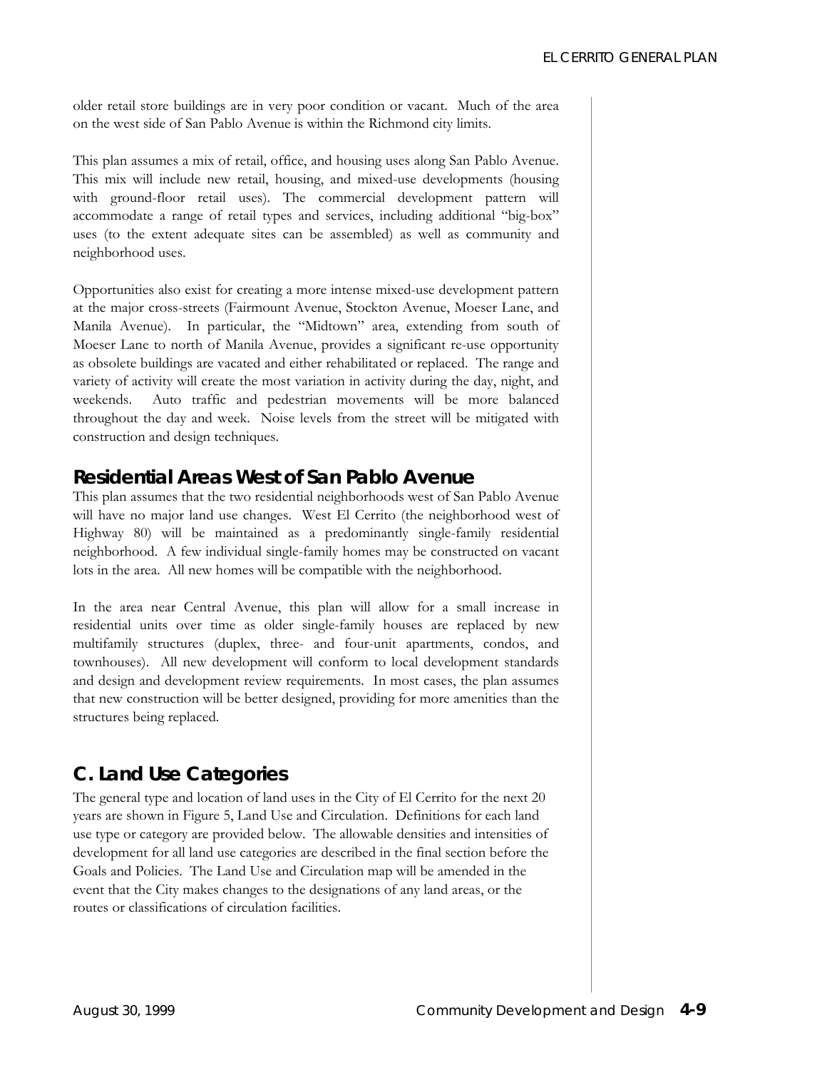older retail store buildings are in very poor condition or vacant. Much of the area on the west side of San Pablo Avenue is within the Richmond city limits.

This plan assumes a mix of retail, office, and housing uses along San Pablo Avenue. This mix will include new retail, housing, and mixed-use developments (housing with ground-floor retail uses). The commercial development pattern will accommodate a range of retail types and services, including additional "big-box" uses (to the extent adequate sites can be assembled) as well as community and neighborhood uses.

Opportunities also exist for creating a more intense mixed-use development pattern at the major cross-streets (Fairmount Avenue, Stockton Avenue, Moeser Lane, and Manila Avenue). In particular, the "Midtown" area, extending from south of Moeser Lane to north of Manila Avenue, provides a significant re-use opportunity as obsolete buildings are vacated and either rehabilitated or replaced. The range and variety of activity will create the most variation in activity during the day, night, and weekends. Auto traffic and pedestrian movements will be more balanced throughout the day and week. Noise levels from the street will be mitigated with construction and design techniques.

### Residential Areas West of San Pablo Avenue

This plan assumes that the two residential neighborhoods west of San Pablo Avenue will have no major land use changes. West El Cerrito (the neighborhood west of Highway 80) will be maintained as a predominantly single-family residential neighborhood. A few individual single-family homes may be constructed on vacant lots in the area. All new homes will be compatible with the neighborhood.

In the area near Central Avenue, this plan will allow for a small increase in residential units over time as older single-family houses are replaced by new multifamily structures (duplex, three- and four-unit apartments, condos, and townhouses). All new development will conform to local development standards and design and development review requirements. In most cases, the plan assumes that new construction will be better designed, providing for more amenities than the structures being replaced.

## C. Land Use Categories

The general type and location of land uses in the City of El Cerrito for the next 20 years are shown in Figure 5, Land Use and Circulation. Definitions for each land use type or category are provided below. The allowable densities and intensities of development for all land use categories are described in the final section before the Goals and Policies. The Land Use and Circulation map will be amended in the event that the City makes changes to the designations of any land areas, or the routes or classifications of circulation facilities.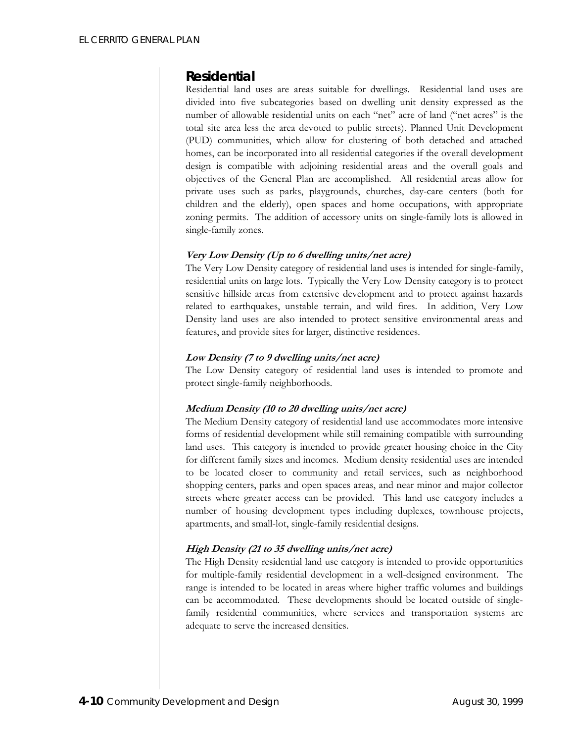## Residential

Residential land uses are areas suitable for dwellings. Residential land uses are divided into five subcategories based on dwelling unit density expressed as the number of allowable residential units on each "net" acre of land ("net acres" is the total site area less the area devoted to public streets). Planned Unit Development (PUD) communities, which allow for clustering of both detached and attached homes, can be incorporated into all residential categories if the overall development design is compatible with adjoining residential areas and the overall goals and objectives of the General Plan are accomplished. All residential areas allow for private uses such as parks, playgrounds, churches, day-care centers (both for children and the elderly), open spaces and home occupations, with appropriate zoning permits. The addition of accessory units on single-family lots is allowed in single-family zones.

#### *Very Low Density (Up to 6 dwelling units/net acre)*

The Very Low Density category of residential land uses is intended for single-family, residential units on large lots. Typically the Very Low Density category is to protect sensitive hillside areas from extensive development and to protect against hazards related to earthquakes, unstable terrain, and wild fires. In addition, Very Low Density land uses are also intended to protect sensitive environmental areas and features, and provide sites for larger, distinctive residences.

#### *Low Density (7 to 9 dwelling units/net acre)*

The Low Density category of residential land uses is intended to promote and protect single-family neighborhoods.

#### *Medium Density (10 to 20 dwelling units/net acre)*

The Medium Density category of residential land use accommodates more intensive forms of residential development while still remaining compatible with surrounding land uses. This category is intended to provide greater housing choice in the City for different family sizes and incomes. Medium density residential uses are intended to be located closer to community and retail services, such as neighborhood shopping centers, parks and open spaces areas, and near minor and major collector streets where greater access can be provided. This land use category includes a number of housing development types including duplexes, townhouse projects, apartments, and small-lot, single-family residential designs.

#### *High Density (21 to 35 dwelling units/net acre)*

The High Density residential land use category is intended to provide opportunities for multiple-family residential development in a well-designed environment. The range is intended to be located in areas where higher traffic volumes and buildings can be accommodated. These developments should be located outside of single-family residential communities, where services and transportation systems are adequate to serve the increased densities.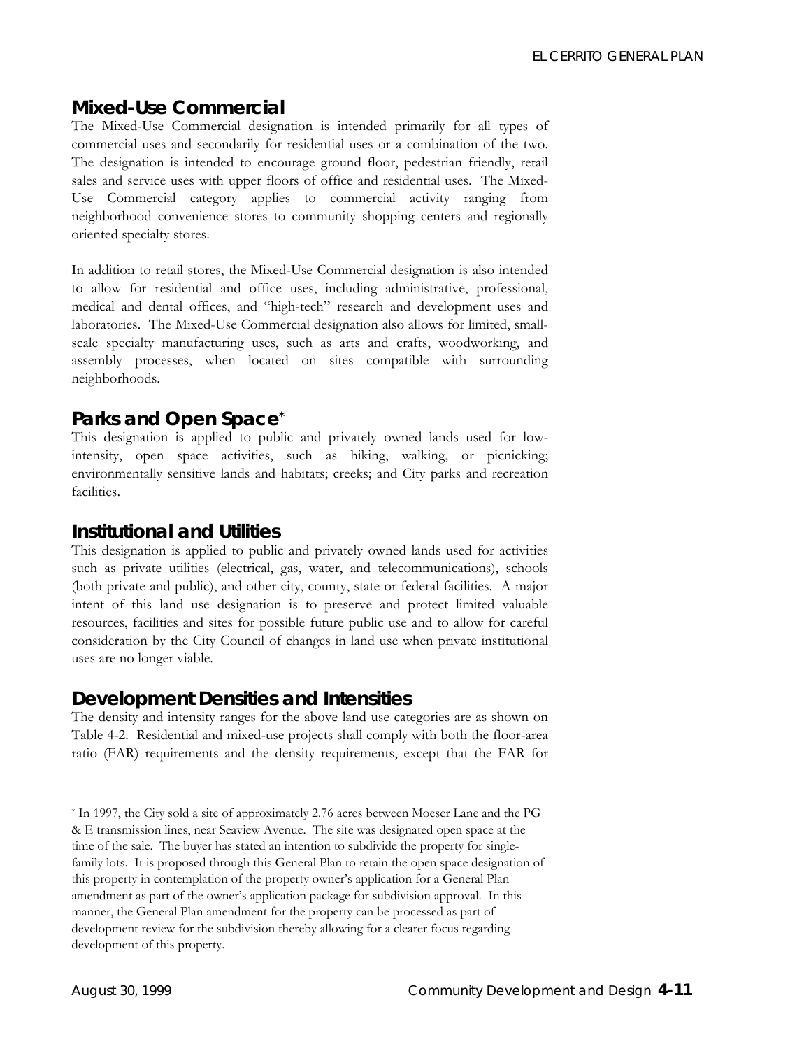## Mixed-Use Commercial

The Mixed-Use Commercial designation is intended primarily for all types of commercial uses and secondarily for residential uses or a combination of the two. The designation is intended to encourage ground floor, pedestrian friendly, retail sales and service uses with upper floors of office and residential uses. The Mixed-Use Commercial category applies to commercial activity ranging from neighborhood convenience stores to community shopping centers and regionally oriented specialty stores.

In addition to retail stores, the Mixed-Use Commercial designation is also intended to allow for residential and office uses, including administrative, professional, medical and dental offices, and "high-tech" research and development uses and laboratories. The Mixed-Use Commercial designation also allows for limited, small-scale specialty manufacturing uses, such as arts and crafts, woodworking, and assembly processes, when located on sites compatible with surrounding neighborhoods.

## Parks and Open Space*

This designation is applied to public and privately owned lands used for low-intensity, open space activities, such as hiking, walking, or picnicking; environmentally sensitive lands and habitats; creeks; and City parks and recreation facilities.

## Institutional and Utilities

This designation is applied to public and privately owned lands used for activities such as private utilities (electrical, gas, water, and telecommunications), schools (both private and public), and other city, county, state or federal facilities. A major intent of this land use designation is to preserve and protect limited valuable resources, facilities and sites for possible future public use and to allow for careful consideration by the City Council of changes in land use when private institutional uses are no longer viable.

## Development Densities and Intensities

The density and intensity ranges for the above land use categories are as shown on Table 4-2. Residential and mixed-use projects shall comply with both the floor-area ratio (FAR) requirements and the density requirements, except that the FAR for

---

* In 1997, the City sold a site of approximately 2.76 acres between Moeser Lane and the PG & E transmission lines, near Seaview Avenue. The site was designated open space at the time of the sale. The buyer has stated an intention to subdivide the property for single-family lots. It is proposed through this General Plan to retain the open space designation of this property in contemplation of the property owner's application for a General Plan amendment as part of the owner's application package for subdivision approval. In this manner, the General Plan amendment for the property can be processed as part of development review for the subdivision thereby allowing for a clearer focus regarding development of this property.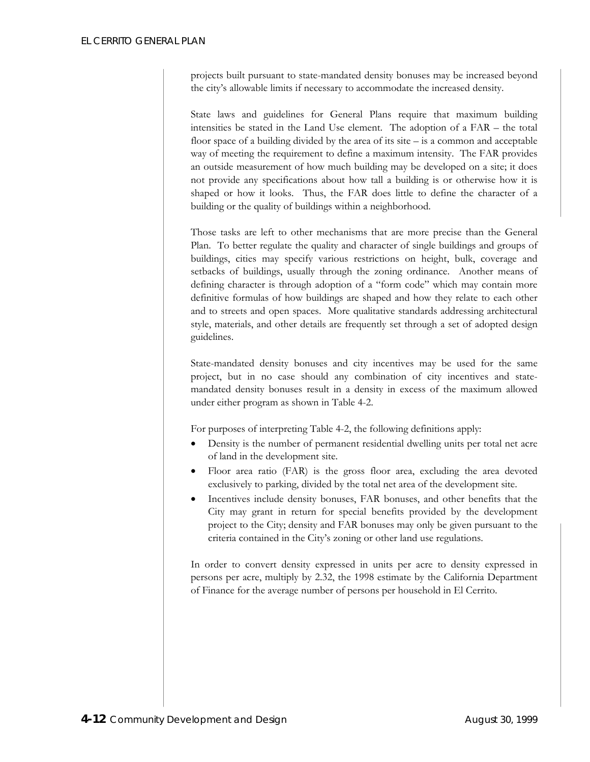projects built pursuant to state-mandated density bonuses may be increased beyond the city's allowable limits if necessary to accommodate the increased density.

State laws and guidelines for General Plans require that maximum building intensities be stated in the Land Use element. The adoption of a FAR – the total floor space of a building divided by the area of its site – is a common and acceptable way of meeting the requirement to define a maximum intensity. The FAR provides an outside measurement of how much building may be developed on a site; it does not provide any specifications about how tall a building is or otherwise how it is shaped or how it looks. Thus, the FAR does little to define the character of a building or the quality of buildings within a neighborhood.

Those tasks are left to other mechanisms that are more precise than the General Plan. To better regulate the quality and character of single buildings and groups of buildings, cities may specify various restrictions on height, bulk, coverage and setbacks of buildings, usually through the zoning ordinance. Another means of defining character is through adoption of a "form code" which may contain more definitive formulas of how buildings are shaped and how they relate to each other and to streets and open spaces. More qualitative standards addressing architectural style, materials, and other details are frequently set through a set of adopted design guidelines.

State-mandated density bonuses and city incentives may be used for the same project, but in no case should any combination of city incentives and state-mandated density bonuses result in a density in excess of the maximum allowed under either program as shown in Table 4-2.

For purposes of interpreting Table 4-2, the following definitions apply:

- Density is the number of permanent residential dwelling units per total net acre of land in the development site.
- Floor area ratio (FAR) is the gross floor area, excluding the area devoted exclusively to parking, divided by the total net area of the development site.
- Incentives include density bonuses, FAR bonuses, and other benefits that the City may grant in return for special benefits provided by the development project to the City; density and FAR bonuses may only be given pursuant to the criteria contained in the City's zoning or other land use regulations.

In order to convert density expressed in units per acre to density expressed in persons per acre, multiply by 2.32, the 1998 estimate by the California Department of Finance for the average number of persons per household in El Cerrito.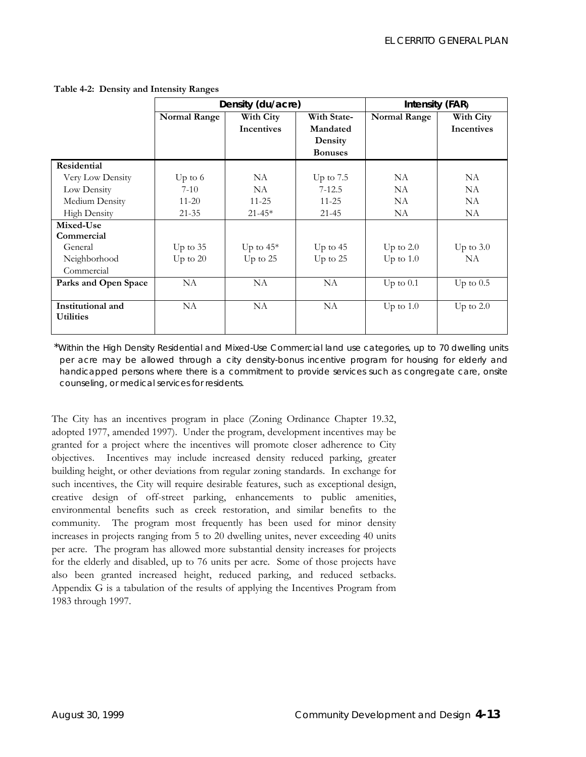**Table 4-2: Density and Intensity Ranges**

| | Density (du/acre) | | | Intensity (FAR) | |
|---|---|---|---|---|---|
| | Normal Range | With City Incentives | With State-Mandated Density Bonuses | Normal Range | With City Incentives |
| **Residential** | | | | | |
| Very Low Density | Up to 6 | NA | Up to 7.5 | NA | NA |
| Low Density | 7-10 | NA | 7-12.5 | NA | NA |
| Medium Density | 11-20 | 11-25 | 11-25 | NA | NA |
| High Density | 21-35 | 21-45* | 21-45 | NA | NA |
| **Mixed-Use Commercial** | | | | | |
| General | Up to 35 | Up to 45* | Up to 45 | Up to 2.0 | Up to 3.0 |
| Neighborhood Commercial | Up to 20 | Up to 25 | Up to 25 | Up to 1.0 | NA |
| **Parks and Open Space** | NA | NA | NA | Up to 0.1 | Up to 0.5 |
| **Institutional and Utilities** | NA | NA | NA | Up to 1.0 | Up to 2.0 |

*Within the High Density Residential and Mixed-Use Commercial land use categories, up to 70 dwelling units per acre may be allowed through a city density-bonus incentive program for housing for elderly and handicapped persons where there is a commitment to provide services such as congregate care, onsite counseling, or medical services for residents.

The City has an incentives program in place (Zoning Ordinance Chapter 19.32, adopted 1977, amended 1997). Under the program, development incentives may be granted for a project where the incentives will promote closer adherence to City objectives. Incentives may include increased density reduced parking, greater building height, or other deviations from regular zoning standards. In exchange for such incentives, the City will require desirable features, such as exceptional design, creative design of off-street parking, enhancements to public amenities, environmental benefits such as creek restoration, and similar benefits to the community. The program most frequently has been used for minor density increases in projects ranging from 5 to 20 dwelling unites, never exceeding 40 units per acre. The program has allowed more substantial density increases for projects for the elderly and disabled, up to 76 units per acre. Some of those projects have also been granted increased height, reduced parking, and reduced setbacks. Appendix G is a tabulation of the results of applying the Incentives Program from 1983 through 1997.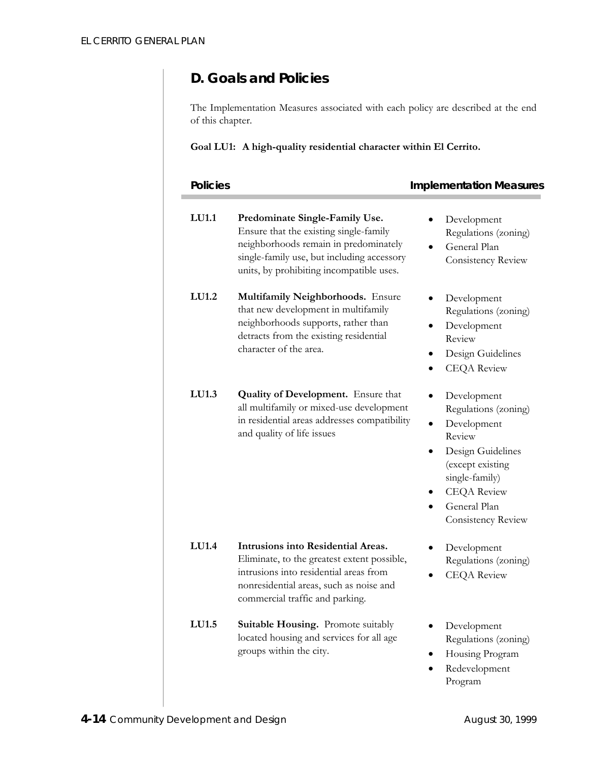## D. Goals and Policies

The Implementation Measures associated with each policy are described at the end of this chapter.

**Goal LU1: A high-quality residential character within El Cerrito.**

| | Policies | Implementation Measures |
|---|---|---|
| **LU1.1** | **Predominate Single-Family Use.** Ensure that the existing single-family neighborhoods remain in predominately single-family use, but including accessory units, by prohibiting incompatible uses. | • Development Regulations (zoning)<br>• General Plan Consistency Review |
| **LU1.2** | **Multifamily Neighborhoods.** Ensure that new development in multifamily neighborhoods supports, rather than detracts from the existing residential character of the area. | • Development Regulations (zoning)<br>• Development Review<br>• Design Guidelines<br>• CEQA Review |
| **LU1.3** | **Quality of Development.** Ensure that all multifamily or mixed-use development in residential areas addresses compatibility and quality of life issues | • Development Regulations (zoning)<br>• Development Review<br>• Design Guidelines (except existing single-family)<br>• CEQA Review<br>• General Plan Consistency Review |
| **LU1.4** | **Intrusions into Residential Areas.** Eliminate, to the greatest extent possible, intrusions into residential areas from nonresidential areas, such as noise and commercial traffic and parking. | • Development Regulations (zoning)<br>• CEQA Review |
| **LU1.5** | **Suitable Housing.** Promote suitably located housing and services for all age groups within the city. | • Development Regulations (zoning)<br>• Housing Program<br>• Redevelopment Program |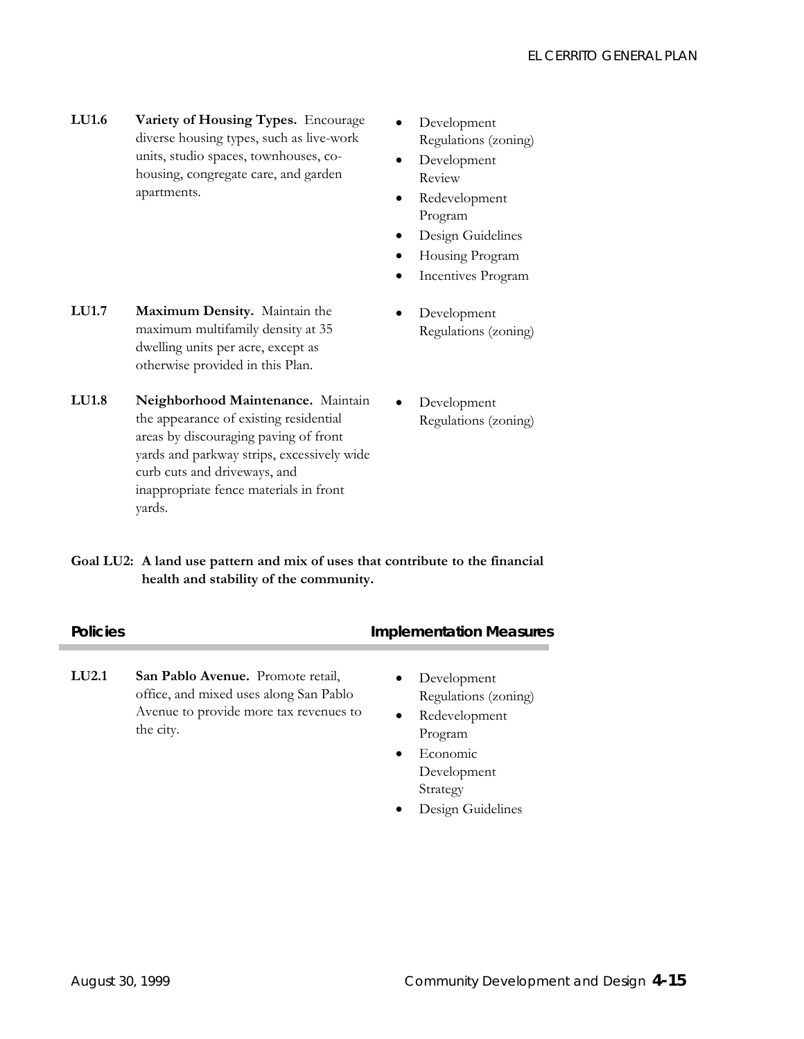| Policies | | Implementation Measures |
|---|---|---|
| **LU1.6** | **Variety of Housing Types.** Encourage diverse housing types, such as live-work units, studio spaces, townhouses, co-housing, congregate care, and garden apartments. | • Development Regulations (zoning)<br>• Development Review<br>• Redevelopment Program<br>• Design Guidelines<br>• Housing Program<br>• Incentives Program |
| **LU1.7** | **Maximum Density.** Maintain the maximum multifamily density at 35 dwelling units per acre, except as otherwise provided in this Plan. | • Development Regulations (zoning) |
| **LU1.8** | **Neighborhood Maintenance.** Maintain the appearance of existing residential areas by discouraging paving of front yards and parkway strips, excessively wide curb cuts and driveways, and inappropriate fence materials in front yards. | • Development Regulations (zoning) |

**Goal LU2: A land use pattern and mix of uses that contribute to the financial health and stability of the community.**

| Policies | | Implementation Measures |
|---|---|---|
| **LU2.1** | **San Pablo Avenue.** Promote retail, office, and mixed uses along San Pablo Avenue to provide more tax revenues to the city. | • Development Regulations (zoning)<br>• Redevelopment Program<br>• Economic Development Strategy<br>• Design Guidelines |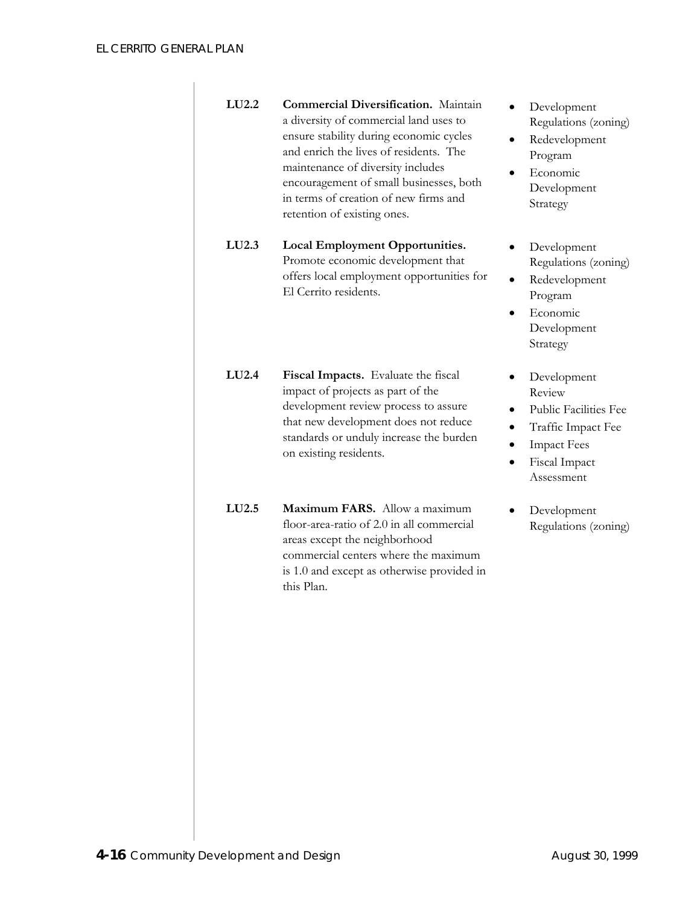| | Policy | Implementation |
|---|---|---|
| **LU2.2** | **Commercial Diversification.** Maintain a diversity of commercial land uses to ensure stability during economic cycles and enrich the lives of residents. The maintenance of diversity includes encouragement of small businesses, both in terms of creation of new firms and retention of existing ones. | • Development Regulations (zoning)<br>• Redevelopment Program<br>• Economic Development Strategy |
| **LU2.3** | **Local Employment Opportunities.** Promote economic development that offers local employment opportunities for El Cerrito residents. | • Development Regulations (zoning)<br>• Redevelopment Program<br>• Economic Development Strategy |
| **LU2.4** | **Fiscal Impacts.** Evaluate the fiscal impact of projects as part of the development review process to assure that new development does not reduce standards or unduly increase the burden on existing residents. | • Development Review<br>• Public Facilities Fee<br>• Traffic Impact Fee<br>• Impact Fees<br>• Fiscal Impact Assessment |
| **LU2.5** | **Maximum FARS.** Allow a maximum floor-area-ratio of 2.0 in all commercial areas except the neighborhood commercial centers where the maximum is 1.0 and except as otherwise provided in this Plan. | • Development Regulations (zoning) |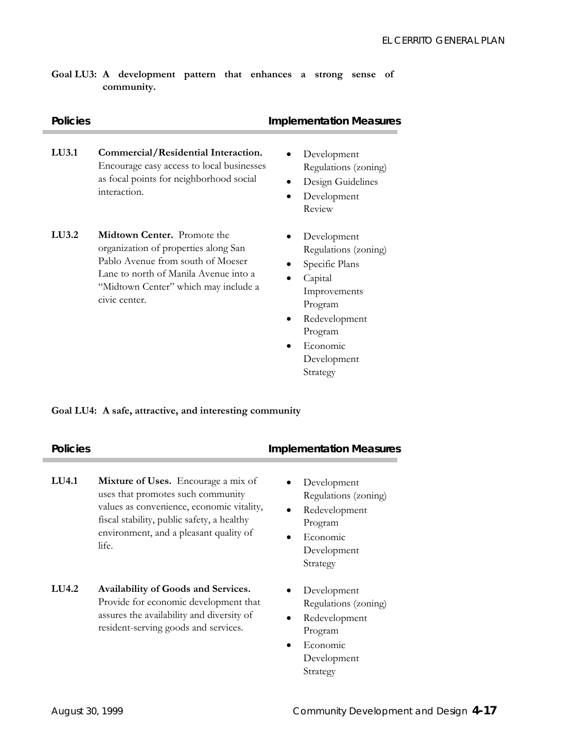**Goal LU3: A development pattern that enhances a strong sense of community.**

| Policies | | Implementation Measures |
|---|---|---|
| **LU3.1** | **Commercial/Residential Interaction.** Encourage easy access to local businesses as focal points for neighborhood social interaction. | • Development Regulations (zoning)<br>• Design Guidelines<br>• Development Review |
| **LU3.2** | **Midtown Center.** Promote the organization of properties along San Pablo Avenue from south of Moeser Lane to north of Manila Avenue into a "Midtown Center" which may include a civic center. | • Development Regulations (zoning)<br>• Specific Plans<br>• Capital Improvements Program<br>• Redevelopment Program<br>• Economic Development Strategy |

**Goal LU4: A safe, attractive, and interesting community**

| Policies | | Implementation Measures |
|---|---|---|
| **LU4.1** | **Mixture of Uses.** Encourage a mix of uses that promotes such community values as convenience, economic vitality, fiscal stability, public safety, a healthy environment, and a pleasant quality of life. | • Development Regulations (zoning)<br>• Redevelopment Program<br>• Economic Development Strategy |
| **LU4.2** | **Availability of Goods and Services.** Provide for economic development that assures the availability and diversity of resident-serving goods and services. | • Development Regulations (zoning)<br>• Redevelopment Program<br>• Economic Development Strategy |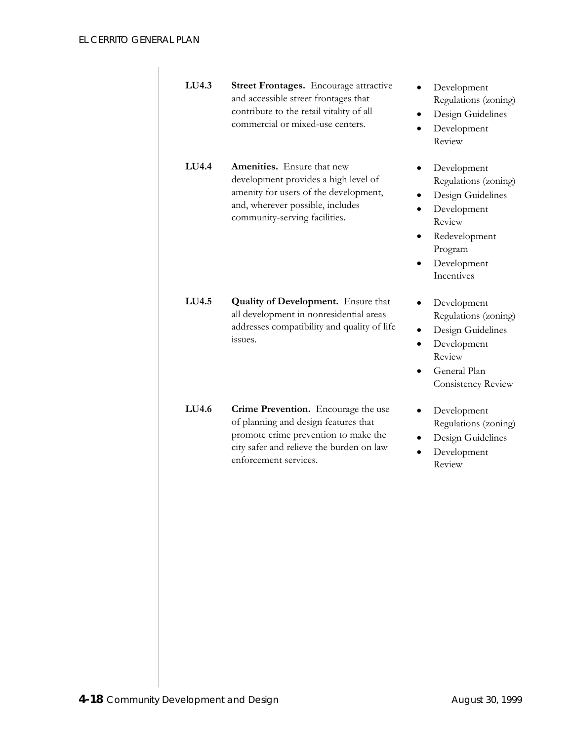| | | |
|---|---|---|
| **LU4.3** | **Street Frontages.** Encourage attractive and accessible street frontages that contribute to the retail vitality of all commercial or mixed-use centers. | • Development Regulations (zoning)<br>• Design Guidelines<br>• Development Review |
| **LU4.4** | **Amenities.** Ensure that new development provides a high level of amenity for users of the development, and, wherever possible, includes community-serving facilities. | • Development Regulations (zoning)<br>• Design Guidelines<br>• Development Review<br>• Redevelopment Program<br>• Development Incentives |
| **LU4.5** | **Quality of Development.** Ensure that all development in nonresidential areas addresses compatibility and quality of life issues. | • Development Regulations (zoning)<br>• Design Guidelines<br>• Development Review<br>• General Plan Consistency Review |
| **LU4.6** | **Crime Prevention.** Encourage the use of planning and design features that promote crime prevention to make the city safer and relieve the burden on law enforcement services. | • Development Regulations (zoning)<br>• Design Guidelines<br>• Development Review |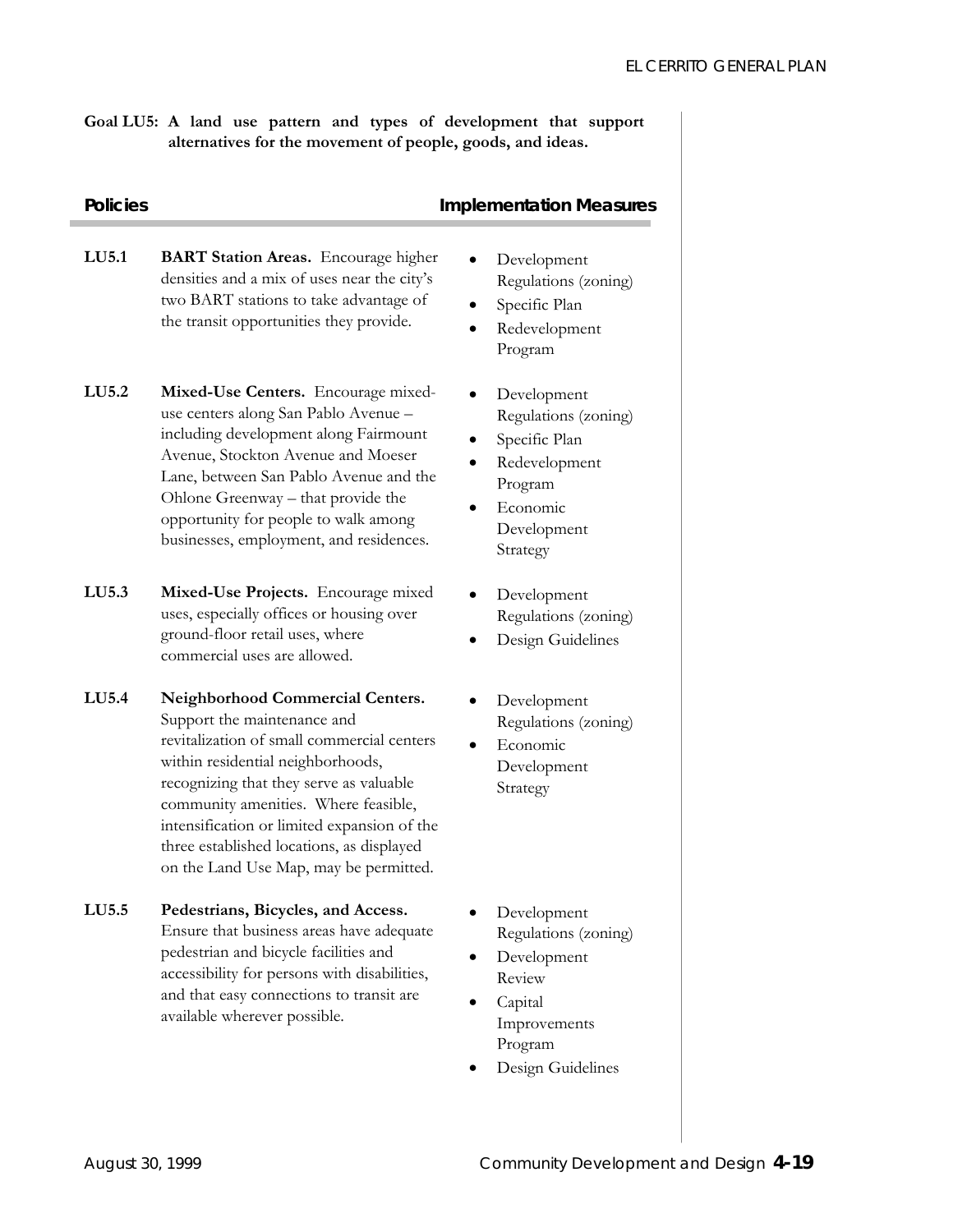**Goal LU5: A land use pattern and types of development that support alternatives for the movement of people, goods, and ideas.**

| Policies | | Implementation Measures |
| --- | --- | --- |
| **LU5.1** | **BART Station Areas.** Encourage higher densities and a mix of uses near the city's two BART stations to take advantage of the transit opportunities they provide. | • Development Regulations (zoning)<br>• Specific Plan<br>• Redevelopment Program |
| **LU5.2** | **Mixed-Use Centers.** Encourage mixed-use centers along San Pablo Avenue – including development along Fairmount Avenue, Stockton Avenue and Moeser Lane, between San Pablo Avenue and the Ohlone Greenway – that provide the opportunity for people to walk among businesses, employment, and residences. | • Development Regulations (zoning)<br>• Specific Plan<br>• Redevelopment Program<br>• Economic Development Strategy |
| **LU5.3** | **Mixed-Use Projects.** Encourage mixed uses, especially offices or housing over ground-floor retail uses, where commercial uses are allowed. | • Development Regulations (zoning)<br>• Design Guidelines |
| **LU5.4** | **Neighborhood Commercial Centers.** Support the maintenance and revitalization of small commercial centers within residential neighborhoods, recognizing that they serve as valuable community amenities. Where feasible, intensification or limited expansion of the three established locations, as displayed on the Land Use Map, may be permitted. | • Development Regulations (zoning)<br>• Economic Development Strategy |
| **LU5.5** | **Pedestrians, Bicycles, and Access.** Ensure that business areas have adequate pedestrian and bicycle facilities and accessibility for persons with disabilities, and that easy connections to transit are available wherever possible. | • Development Regulations (zoning)<br>• Development Review<br>• Capital Improvements Program<br>• Design Guidelines |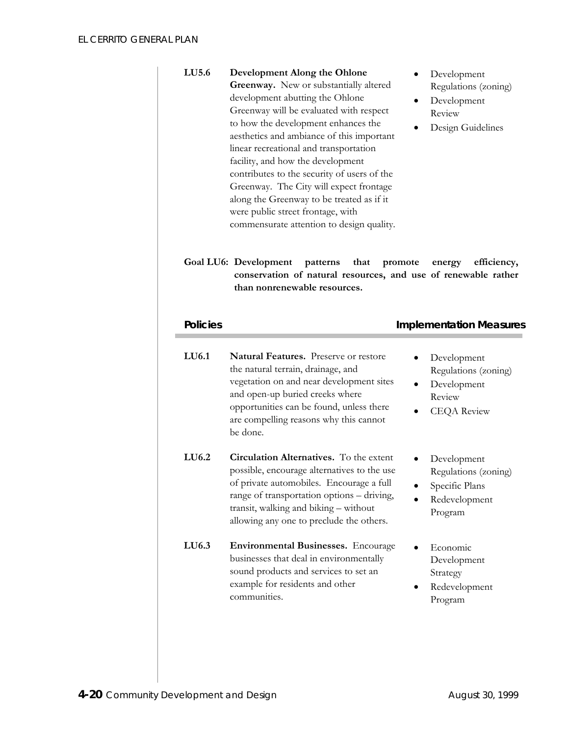| | | |
|---|---|---|
| **LU5.6** | **Development Along the Ohlone Greenway.** New or substantially altered development abutting the Ohlone Greenway will be evaluated with respect to how the development enhances the aesthetics and ambiance of this important linear recreational and transportation facility, and how the development contributes to the security of users of the Greenway. The City will expect frontage along the Greenway to be treated as if it were public street frontage, with commensurate attention to design quality. | • Development Regulations (zoning)<br>• Development Review<br>• Design Guidelines |

**Goal LU6: Development patterns that promote energy efficiency, conservation of natural resources, and use of renewable rather than nonrenewable resources.**

| Policies | | Implementation Measures |
|---|---|---|
| **LU6.1** | **Natural Features.** Preserve or restore the natural terrain, drainage, and vegetation on and near development sites and open-up buried creeks where opportunities can be found, unless there are compelling reasons why this cannot be done. | • Development Regulations (zoning)<br>• Development Review<br>• CEQA Review |
| **LU6.2** | **Circulation Alternatives.** To the extent possible, encourage alternatives to the use of private automobiles. Encourage a full range of transportation options – driving, transit, walking and biking – without allowing any one to preclude the others. | • Development Regulations (zoning)<br>• Specific Plans<br>• Redevelopment Program |
| **LU6.3** | **Environmental Businesses.** Encourage businesses that deal in environmentally sound products and services to set an example for residents and other communities. | • Economic Development Strategy<br>• Redevelopment Program |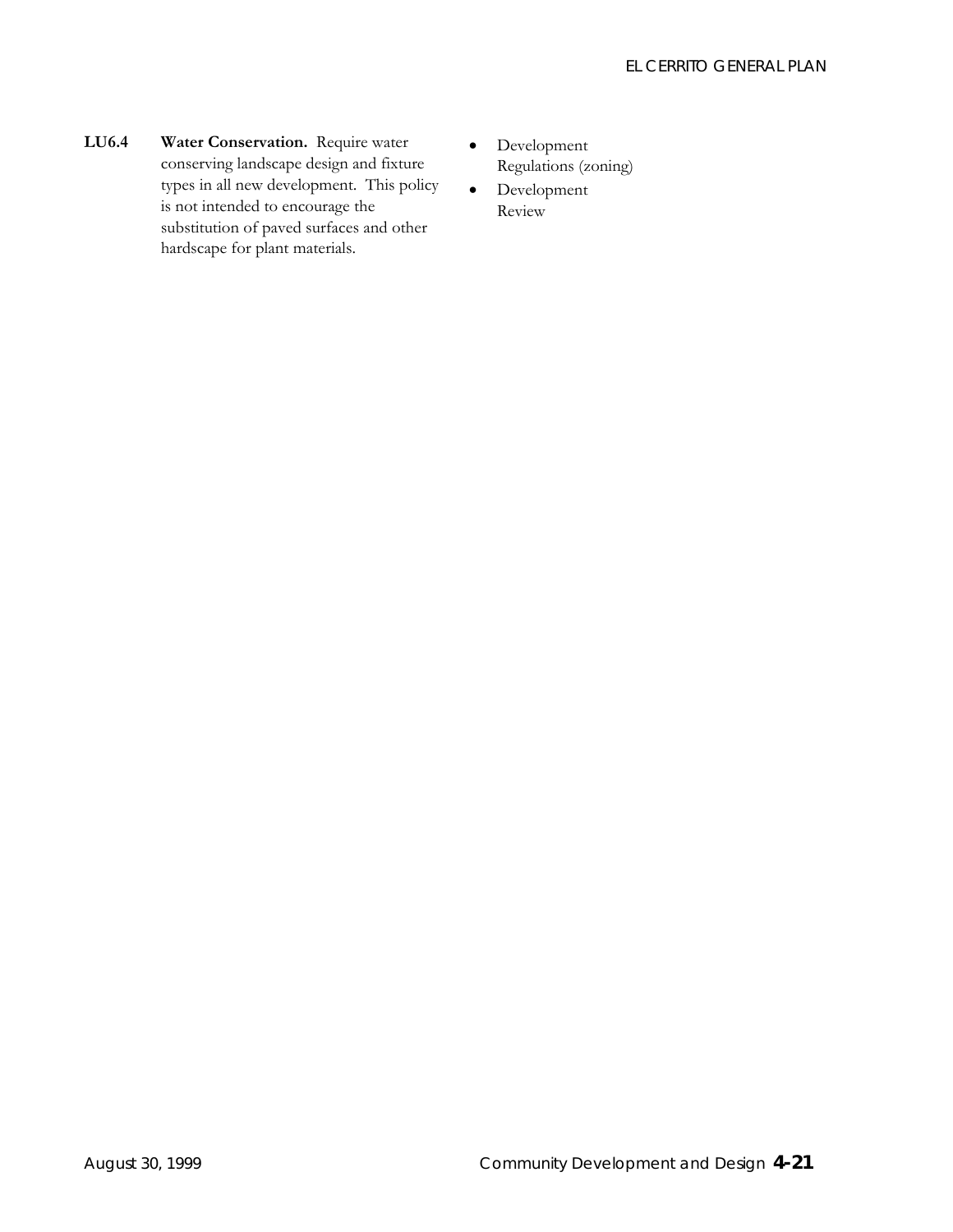| Policy | | Implementation |
| --- | --- | --- |
| **LU6.4** | **Water Conservation.** Require water conserving landscape design and fixture types in all new development. This policy is not intended to encourage the substitution of paved surfaces and other hardscape for plant materials. | • Development Regulations (zoning)<br>• Development Review |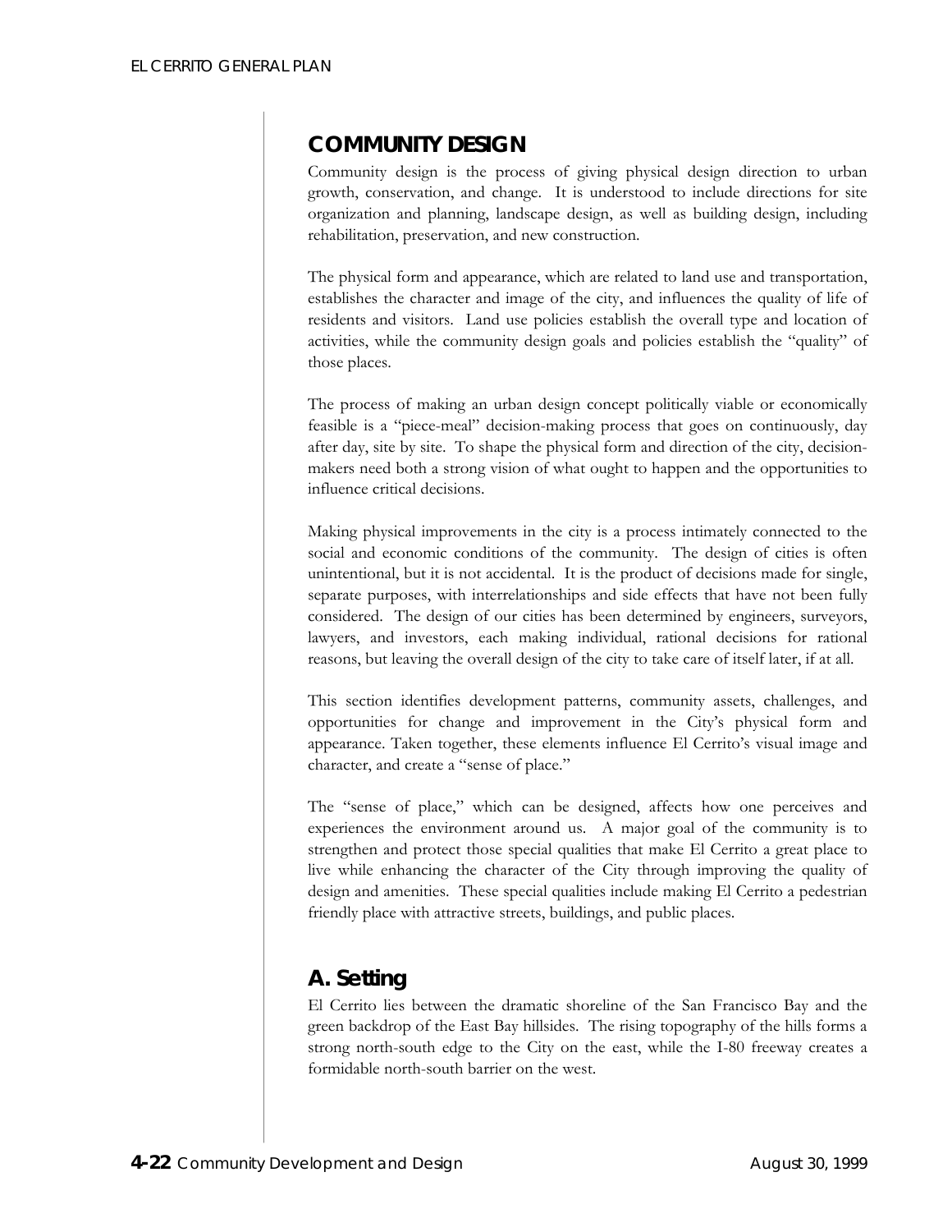## COMMUNITY DESIGN

Community design is the process of giving physical design direction to urban growth, conservation, and change. It is understood to include directions for site organization and planning, landscape design, as well as building design, including rehabilitation, preservation, and new construction.

The physical form and appearance, which are related to land use and transportation, establishes the character and image of the city, and influences the quality of life of residents and visitors. Land use policies establish the overall type and location of activities, while the community design goals and policies establish the "quality" of those places.

The process of making an urban design concept politically viable or economically feasible is a "piece-meal" decision-making process that goes on continuously, day after day, site by site. To shape the physical form and direction of the city, decision-makers need both a strong vision of what ought to happen and the opportunities to influence critical decisions.

Making physical improvements in the city is a process intimately connected to the social and economic conditions of the community. The design of cities is often unintentional, but it is not accidental. It is the product of decisions made for single, separate purposes, with interrelationships and side effects that have not been fully considered. The design of our cities has been determined by engineers, surveyors, lawyers, and investors, each making individual, rational decisions for rational reasons, but leaving the overall design of the city to take care of itself later, if at all.

This section identifies development patterns, community assets, challenges, and opportunities for change and improvement in the City's physical form and appearance. Taken together, these elements influence El Cerrito's visual image and character, and create a "sense of place."

The "sense of place," which can be designed, affects how one perceives and experiences the environment around us. A major goal of the community is to strengthen and protect those special qualities that make El Cerrito a great place to live while enhancing the character of the City through improving the quality of design and amenities. These special qualities include making El Cerrito a pedestrian friendly place with attractive streets, buildings, and public places.

## A. Setting

El Cerrito lies between the dramatic shoreline of the San Francisco Bay and the green backdrop of the East Bay hillsides. The rising topography of the hills forms a strong north-south edge to the City on the east, while the I-80 freeway creates a formidable north-south barrier on the west.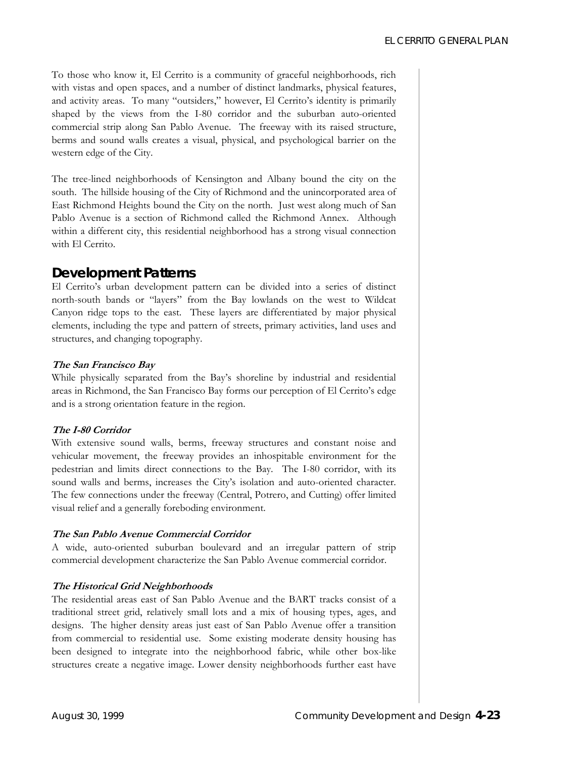To those who know it, El Cerrito is a community of graceful neighborhoods, rich with vistas and open spaces, and a number of distinct landmarks, physical features, and activity areas. To many "outsiders," however, El Cerrito's identity is primarily shaped by the views from the I-80 corridor and the suburban auto-oriented commercial strip along San Pablo Avenue. The freeway with its raised structure, berms and sound walls creates a visual, physical, and psychological barrier on the western edge of the City.

The tree-lined neighborhoods of Kensington and Albany bound the city on the south. The hillside housing of the City of Richmond and the unincorporated area of East Richmond Heights bound the City on the north. Just west along much of San Pablo Avenue is a section of Richmond called the Richmond Annex. Although within a different city, this residential neighborhood has a strong visual connection with El Cerrito.

## Development Patterns

El Cerrito's urban development pattern can be divided into a series of distinct north-south bands or "layers" from the Bay lowlands on the west to Wildcat Canyon ridge tops to the east. These layers are differentiated by major physical elements, including the type and pattern of streets, primary activities, land uses and structures, and changing topography.

***The San Francisco Bay***

While physically separated from the Bay's shoreline by industrial and residential areas in Richmond, the San Francisco Bay forms our perception of El Cerrito's edge and is a strong orientation feature in the region.

***The I-80 Corridor***

With extensive sound walls, berms, freeway structures and constant noise and vehicular movement, the freeway provides an inhospitable environment for the pedestrian and limits direct connections to the Bay. The I-80 corridor, with its sound walls and berms, increases the City's isolation and auto-oriented character. The few connections under the freeway (Central, Potrero, and Cutting) offer limited visual relief and a generally foreboding environment.

***The San Pablo Avenue Commercial Corridor***

A wide, auto-oriented suburban boulevard and an irregular pattern of strip commercial development characterize the San Pablo Avenue commercial corridor.

***The Historical Grid Neighborhoods***

The residential areas east of San Pablo Avenue and the BART tracks consist of a traditional street grid, relatively small lots and a mix of housing types, ages, and designs. The higher density areas just east of San Pablo Avenue offer a transition from commercial to residential use. Some existing moderate density housing has been designed to integrate into the neighborhood fabric, while other box-like structures create a negative image. Lower density neighborhoods further east have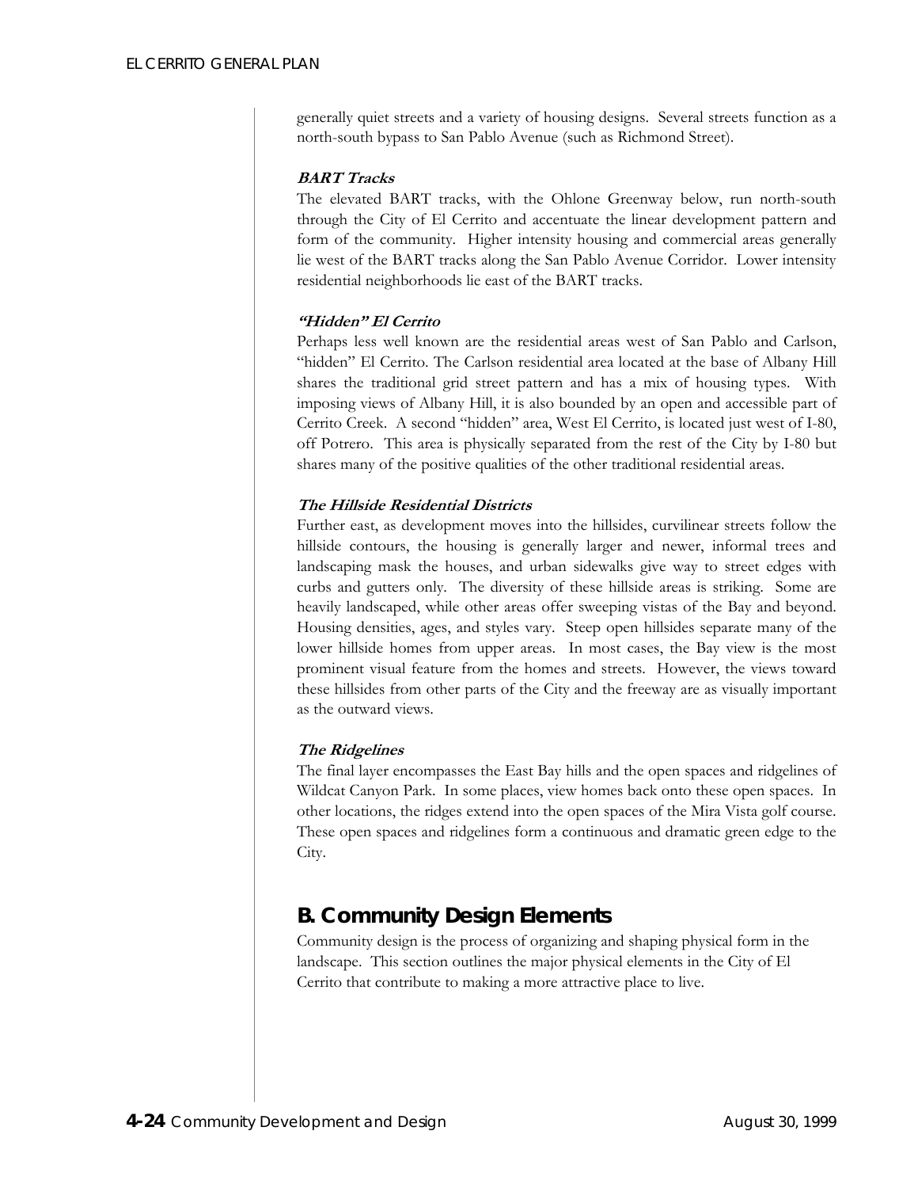generally quiet streets and a variety of housing designs. Several streets function as a north-south bypass to San Pablo Avenue (such as Richmond Street).

***BART Tracks***

The elevated BART tracks, with the Ohlone Greenway below, run north-south through the City of El Cerrito and accentuate the linear development pattern and form of the community. Higher intensity housing and commercial areas generally lie west of the BART tracks along the San Pablo Avenue Corridor. Lower intensity residential neighborhoods lie east of the BART tracks.

***"Hidden" El Cerrito***

Perhaps less well known are the residential areas west of San Pablo and Carlson, "hidden" El Cerrito. The Carlson residential area located at the base of Albany Hill shares the traditional grid street pattern and has a mix of housing types. With imposing views of Albany Hill, it is also bounded by an open and accessible part of Cerrito Creek. A second "hidden" area, West El Cerrito, is located just west of I-80, off Potrero. This area is physically separated from the rest of the City by I-80 but shares many of the positive qualities of the other traditional residential areas.

***The Hillside Residential Districts***

Further east, as development moves into the hillsides, curvilinear streets follow the hillside contours, the housing is generally larger and newer, informal trees and landscaping mask the houses, and urban sidewalks give way to street edges with curbs and gutters only. The diversity of these hillside areas is striking. Some are heavily landscaped, while other areas offer sweeping vistas of the Bay and beyond. Housing densities, ages, and styles vary. Steep open hillsides separate many of the lower hillside homes from upper areas. In most cases, the Bay view is the most prominent visual feature from the homes and streets. However, the views toward these hillsides from other parts of the City and the freeway are as visually important as the outward views.

***The Ridgelines***

The final layer encompasses the East Bay hills and the open spaces and ridgelines of Wildcat Canyon Park. In some places, view homes back onto these open spaces. In other locations, the ridges extend into the open spaces of the Mira Vista golf course. These open spaces and ridgelines form a continuous and dramatic green edge to the City.

## B. Community Design Elements

Community design is the process of organizing and shaping physical form in the landscape. This section outlines the major physical elements in the City of El Cerrito that contribute to making a more attractive place to live.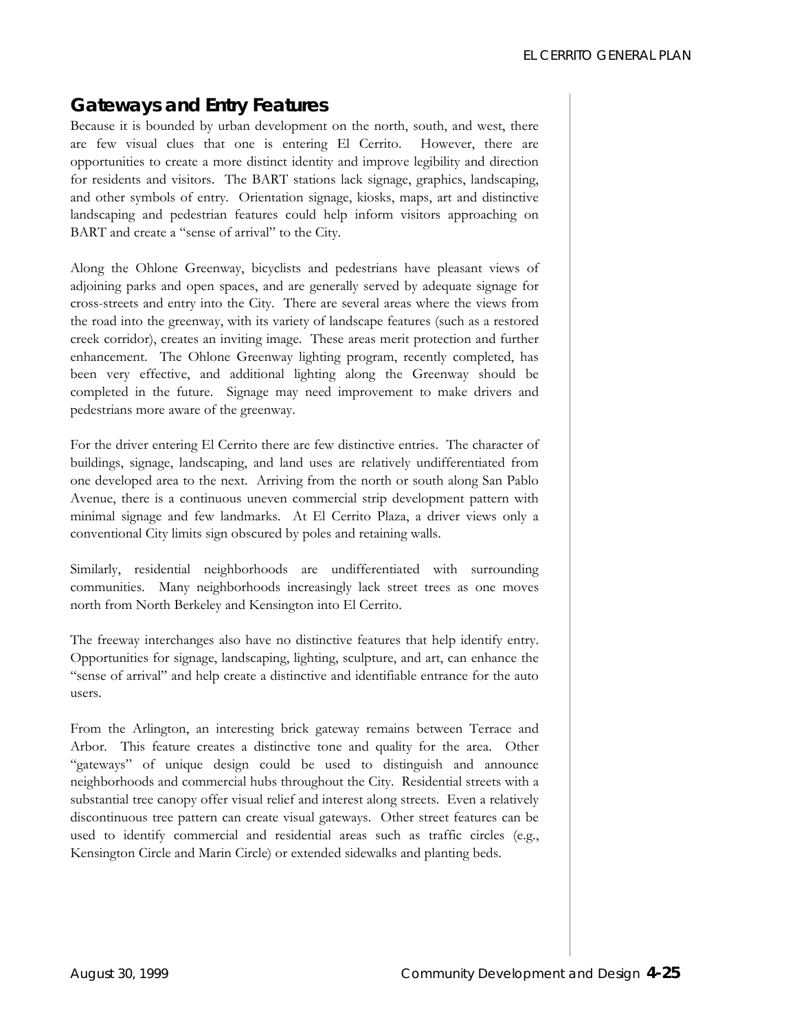## Gateways and Entry Features

Because it is bounded by urban development on the north, south, and west, there are few visual clues that one is entering El Cerrito. However, there are opportunities to create a more distinct identity and improve legibility and direction for residents and visitors. The BART stations lack signage, graphics, landscaping, and other symbols of entry. Orientation signage, kiosks, maps, art and distinctive landscaping and pedestrian features could help inform visitors approaching on BART and create a "sense of arrival" to the City.

Along the Ohlone Greenway, bicyclists and pedestrians have pleasant views of adjoining parks and open spaces, and are generally served by adequate signage for cross-streets and entry into the City. There are several areas where the views from the road into the greenway, with its variety of landscape features (such as a restored creek corridor), creates an inviting image. These areas merit protection and further enhancement. The Ohlone Greenway lighting program, recently completed, has been very effective, and additional lighting along the Greenway should be completed in the future. Signage may need improvement to make drivers and pedestrians more aware of the greenway.

For the driver entering El Cerrito there are few distinctive entries. The character of buildings, signage, landscaping, and land uses are relatively undifferentiated from one developed area to the next. Arriving from the north or south along San Pablo Avenue, there is a continuous uneven commercial strip development pattern with minimal signage and few landmarks. At El Cerrito Plaza, a driver views only a conventional City limits sign obscured by poles and retaining walls.

Similarly, residential neighborhoods are undifferentiated with surrounding communities. Many neighborhoods increasingly lack street trees as one moves north from North Berkeley and Kensington into El Cerrito.

The freeway interchanges also have no distinctive features that help identify entry. Opportunities for signage, landscaping, lighting, sculpture, and art, can enhance the "sense of arrival" and help create a distinctive and identifiable entrance for the auto users.

From the Arlington, an interesting brick gateway remains between Terrace and Arbor. This feature creates a distinctive tone and quality for the area. Other "gateways" of unique design could be used to distinguish and announce neighborhoods and commercial hubs throughout the City. Residential streets with a substantial tree canopy offer visual relief and interest along streets. Even a relatively discontinuous tree pattern can create visual gateways. Other street features can be used to identify commercial and residential areas such as traffic circles (e.g., Kensington Circle and Marin Circle) or extended sidewalks and planting beds.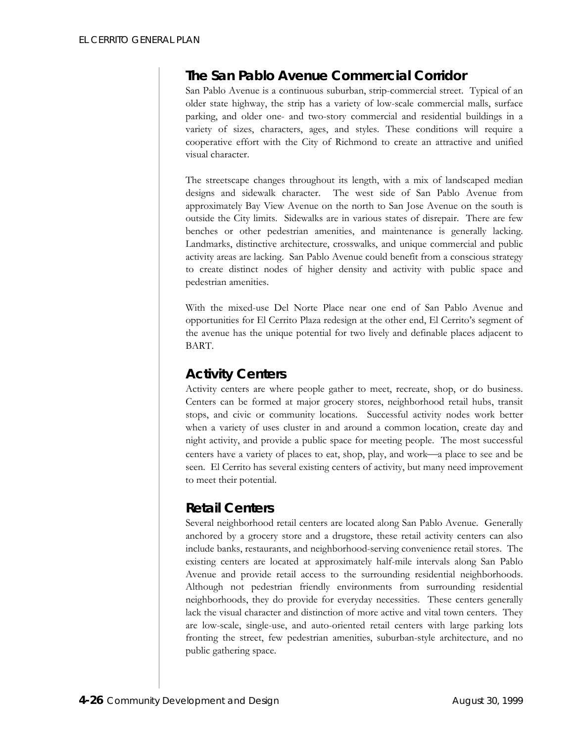## The San Pablo Avenue Commercial Corridor

San Pablo Avenue is a continuous suburban, strip-commercial street. Typical of an older state highway, the strip has a variety of low-scale commercial malls, surface parking, and older one- and two-story commercial and residential buildings in a variety of sizes, characters, ages, and styles. These conditions will require a cooperative effort with the City of Richmond to create an attractive and unified visual character.

The streetscape changes throughout its length, with a mix of landscaped median designs and sidewalk character. The west side of San Pablo Avenue from approximately Bay View Avenue on the north to San Jose Avenue on the south is outside the City limits. Sidewalks are in various states of disrepair. There are few benches or other pedestrian amenities, and maintenance is generally lacking. Landmarks, distinctive architecture, crosswalks, and unique commercial and public activity areas are lacking. San Pablo Avenue could benefit from a conscious strategy to create distinct nodes of higher density and activity with public space and pedestrian amenities.

With the mixed-use Del Norte Place near one end of San Pablo Avenue and opportunities for El Cerrito Plaza redesign at the other end, El Cerrito's segment of the avenue has the unique potential for two lively and definable places adjacent to BART.

## Activity Centers

Activity centers are where people gather to meet, recreate, shop, or do business. Centers can be formed at major grocery stores, neighborhood retail hubs, transit stops, and civic or community locations. Successful activity nodes work better when a variety of uses cluster in and around a common location, create day and night activity, and provide a public space for meeting people. The most successful centers have a variety of places to eat, shop, play, and work—a place to see and be seen. El Cerrito has several existing centers of activity, but many need improvement to meet their potential.

## Retail Centers

Several neighborhood retail centers are located along San Pablo Avenue. Generally anchored by a grocery store and a drugstore, these retail activity centers can also include banks, restaurants, and neighborhood-serving convenience retail stores. The existing centers are located at approximately half-mile intervals along San Pablo Avenue and provide retail access to the surrounding residential neighborhoods. Although not pedestrian friendly environments from surrounding residential neighborhoods, they do provide for everyday necessities. These centers generally lack the visual character and distinction of more active and vital town centers. They are low-scale, single-use, and auto-oriented retail centers with large parking lots fronting the street, few pedestrian amenities, suburban-style architecture, and no public gathering space.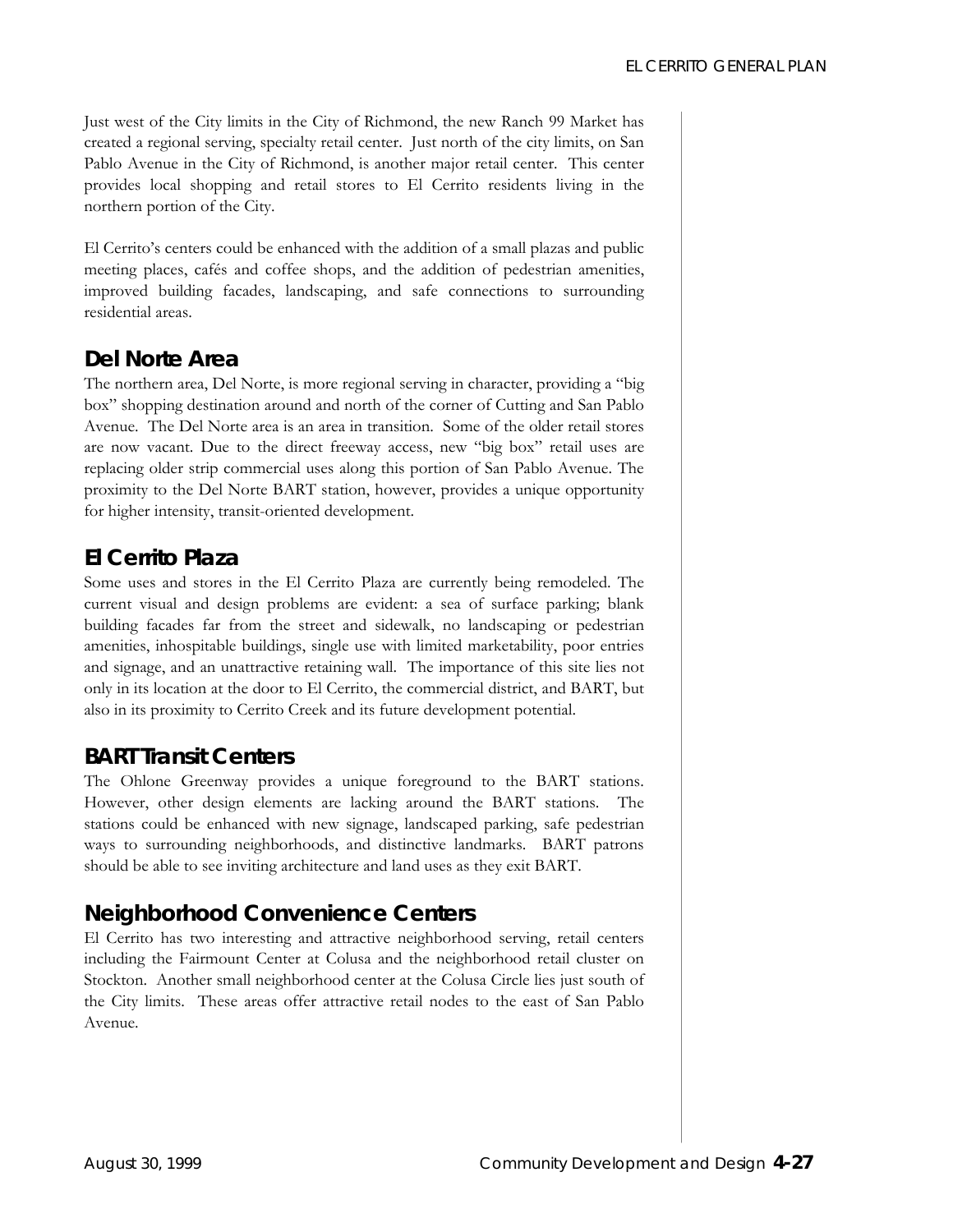Just west of the City limits in the City of Richmond, the new Ranch 99 Market has created a regional serving, specialty retail center. Just north of the city limits, on San Pablo Avenue in the City of Richmond, is another major retail center. This center provides local shopping and retail stores to El Cerrito residents living in the northern portion of the City.

El Cerrito's centers could be enhanced with the addition of a small plazas and public meeting places, cafés and coffee shops, and the addition of pedestrian amenities, improved building facades, landscaping, and safe connections to surrounding residential areas.

## Del Norte Area

The northern area, Del Norte, is more regional serving in character, providing a "big box" shopping destination around and north of the corner of Cutting and San Pablo Avenue. The Del Norte area is an area in transition. Some of the older retail stores are now vacant. Due to the direct freeway access, new "big box" retail uses are replacing older strip commercial uses along this portion of San Pablo Avenue. The proximity to the Del Norte BART station, however, provides a unique opportunity for higher intensity, transit-oriented development.

## El Cerrito Plaza

Some uses and stores in the El Cerrito Plaza are currently being remodeled. The current visual and design problems are evident: a sea of surface parking; blank building facades far from the street and sidewalk, no landscaping or pedestrian amenities, inhospitable buildings, single use with limited marketability, poor entries and signage, and an unattractive retaining wall. The importance of this site lies not only in its location at the door to El Cerrito, the commercial district, and BART, but also in its proximity to Cerrito Creek and its future development potential.

## BART Transit Centers

The Ohlone Greenway provides a unique foreground to the BART stations. However, other design elements are lacking around the BART stations. The stations could be enhanced with new signage, landscaped parking, safe pedestrian ways to surrounding neighborhoods, and distinctive landmarks. BART patrons should be able to see inviting architecture and land uses as they exit BART.

## Neighborhood Convenience Centers

El Cerrito has two interesting and attractive neighborhood serving, retail centers including the Fairmount Center at Colusa and the neighborhood retail cluster on Stockton. Another small neighborhood center at the Colusa Circle lies just south of the City limits. These areas offer attractive retail nodes to the east of San Pablo Avenue.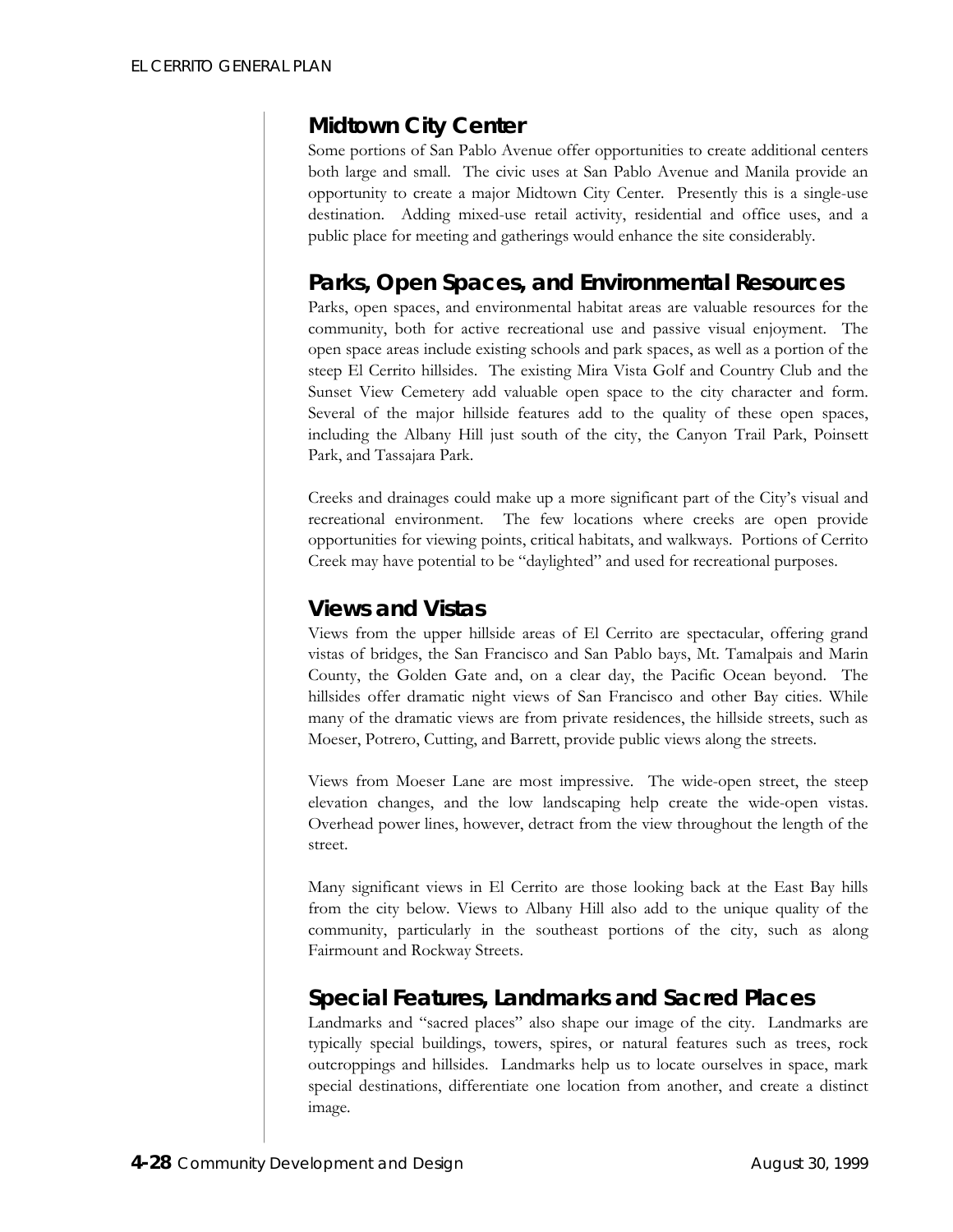## Midtown City Center

Some portions of San Pablo Avenue offer opportunities to create additional centers both large and small. The civic uses at San Pablo Avenue and Manila provide an opportunity to create a major Midtown City Center. Presently this is a single-use destination. Adding mixed-use retail activity, residential and office uses, and a public place for meeting and gatherings would enhance the site considerably.

## Parks, Open Spaces, and Environmental Resources

Parks, open spaces, and environmental habitat areas are valuable resources for the community, both for active recreational use and passive visual enjoyment. The open space areas include existing schools and park spaces, as well as a portion of the steep El Cerrito hillsides. The existing Mira Vista Golf and Country Club and the Sunset View Cemetery add valuable open space to the city character and form. Several of the major hillside features add to the quality of these open spaces, including the Albany Hill just south of the city, the Canyon Trail Park, Poinsett Park, and Tassajara Park.

Creeks and drainages could make up a more significant part of the City's visual and recreational environment. The few locations where creeks are open provide opportunities for viewing points, critical habitats, and walkways. Portions of Cerrito Creek may have potential to be "daylighted" and used for recreational purposes.

## Views and Vistas

Views from the upper hillside areas of El Cerrito are spectacular, offering grand vistas of bridges, the San Francisco and San Pablo bays, Mt. Tamalpais and Marin County, the Golden Gate and, on a clear day, the Pacific Ocean beyond. The hillsides offer dramatic night views of San Francisco and other Bay cities. While many of the dramatic views are from private residences, the hillside streets, such as Moeser, Potrero, Cutting, and Barrett, provide public views along the streets.

Views from Moeser Lane are most impressive. The wide-open street, the steep elevation changes, and the low landscaping help create the wide-open vistas. Overhead power lines, however, detract from the view throughout the length of the street.

Many significant views in El Cerrito are those looking back at the East Bay hills from the city below. Views to Albany Hill also add to the unique quality of the community, particularly in the southeast portions of the city, such as along Fairmount and Rockway Streets.

## Special Features, Landmarks and Sacred Places

Landmarks and "sacred places" also shape our image of the city. Landmarks are typically special buildings, towers, spires, or natural features such as trees, rock outcroppings and hillsides. Landmarks help us to locate ourselves in space, mark special destinations, differentiate one location from another, and create a distinct image.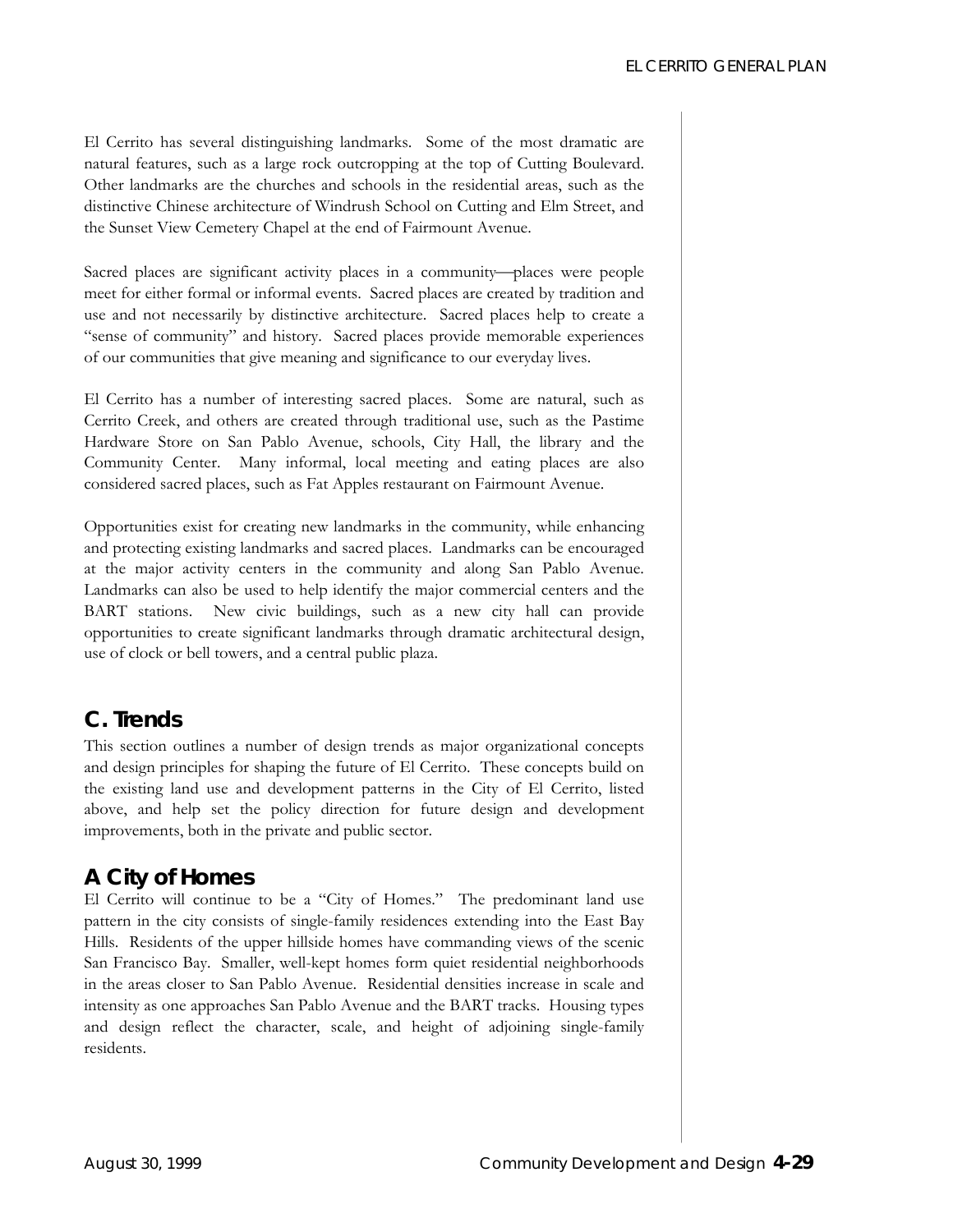El Cerrito has several distinguishing landmarks. Some of the most dramatic are natural features, such as a large rock outcropping at the top of Cutting Boulevard. Other landmarks are the churches and schools in the residential areas, such as the distinctive Chinese architecture of Windrush School on Cutting and Elm Street, and the Sunset View Cemetery Chapel at the end of Fairmount Avenue.

Sacred places are significant activity places in a community—places were people meet for either formal or informal events. Sacred places are created by tradition and use and not necessarily by distinctive architecture. Sacred places help to create a "sense of community" and history. Sacred places provide memorable experiences of our communities that give meaning and significance to our everyday lives.

El Cerrito has a number of interesting sacred places. Some are natural, such as Cerrito Creek, and others are created through traditional use, such as the Pastime Hardware Store on San Pablo Avenue, schools, City Hall, the library and the Community Center. Many informal, local meeting and eating places are also considered sacred places, such as Fat Apples restaurant on Fairmount Avenue.

Opportunities exist for creating new landmarks in the community, while enhancing and protecting existing landmarks and sacred places. Landmarks can be encouraged at the major activity centers in the community and along San Pablo Avenue. Landmarks can also be used to help identify the major commercial centers and the BART stations. New civic buildings, such as a new city hall can provide opportunities to create significant landmarks through dramatic architectural design, use of clock or bell towers, and a central public plaza.

## C. Trends

This section outlines a number of design trends as major organizational concepts and design principles for shaping the future of El Cerrito. These concepts build on the existing land use and development patterns in the City of El Cerrito, listed above, and help set the policy direction for future design and development improvements, both in the private and public sector.

### A City of Homes

El Cerrito will continue to be a "City of Homes." The predominant land use pattern in the city consists of single-family residences extending into the East Bay Hills. Residents of the upper hillside homes have commanding views of the scenic San Francisco Bay. Smaller, well-kept homes form quiet residential neighborhoods in the areas closer to San Pablo Avenue. Residential densities increase in scale and intensity as one approaches San Pablo Avenue and the BART tracks. Housing types and design reflect the character, scale, and height of adjoining single-family residents.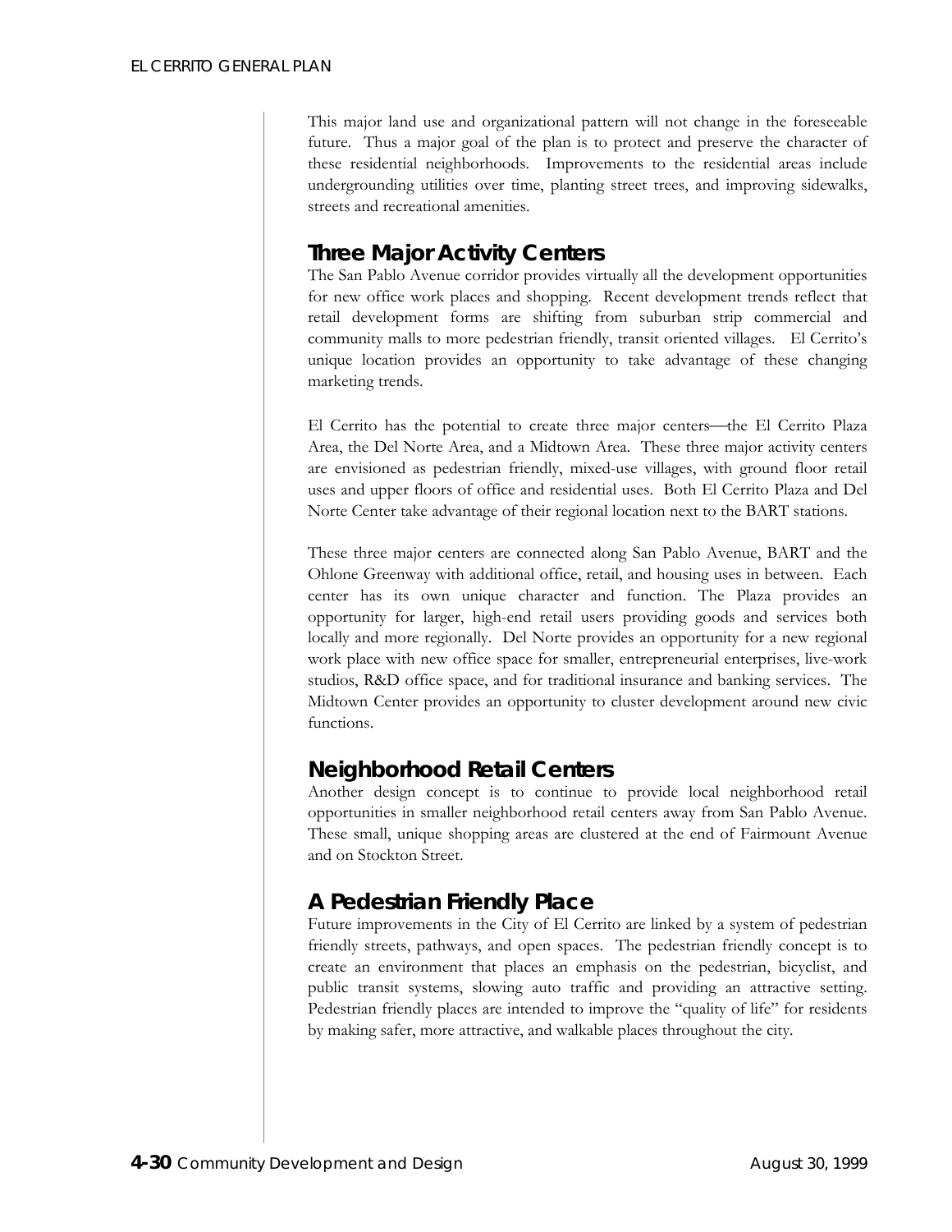This major land use and organizational pattern will not change in the foreseeable future. Thus a major goal of the plan is to protect and preserve the character of these residential neighborhoods. Improvements to the residential areas include undergrounding utilities over time, planting street trees, and improving sidewalks, streets and recreational amenities.

## Three Major Activity Centers

The San Pablo Avenue corridor provides virtually all the development opportunities for new office work places and shopping. Recent development trends reflect that retail development forms are shifting from suburban strip commercial and community malls to more pedestrian friendly, transit oriented villages. El Cerrito's unique location provides an opportunity to take advantage of these changing marketing trends.

El Cerrito has the potential to create three major centers—the El Cerrito Plaza Area, the Del Norte Area, and a Midtown Area. These three major activity centers are envisioned as pedestrian friendly, mixed-use villages, with ground floor retail uses and upper floors of office and residential uses. Both El Cerrito Plaza and Del Norte Center take advantage of their regional location next to the BART stations.

These three major centers are connected along San Pablo Avenue, BART and the Ohlone Greenway with additional office, retail, and housing uses in between. Each center has its own unique character and function. The Plaza provides an opportunity for larger, high-end retail users providing goods and services both locally and more regionally. Del Norte provides an opportunity for a new regional work place with new office space for smaller, entrepreneurial enterprises, live-work studios, R&D office space, and for traditional insurance and banking services. The Midtown Center provides an opportunity to cluster development around new civic functions.

## Neighborhood Retail Centers

Another design concept is to continue to provide local neighborhood retail opportunities in smaller neighborhood retail centers away from San Pablo Avenue. These small, unique shopping areas are clustered at the end of Fairmount Avenue and on Stockton Street.

## A Pedestrian Friendly Place

Future improvements in the City of El Cerrito are linked by a system of pedestrian friendly streets, pathways, and open spaces. The pedestrian friendly concept is to create an environment that places an emphasis on the pedestrian, bicyclist, and public transit systems, slowing auto traffic and providing an attractive setting. Pedestrian friendly places are intended to improve the "quality of life" for residents by making safer, more attractive, and walkable places throughout the city.